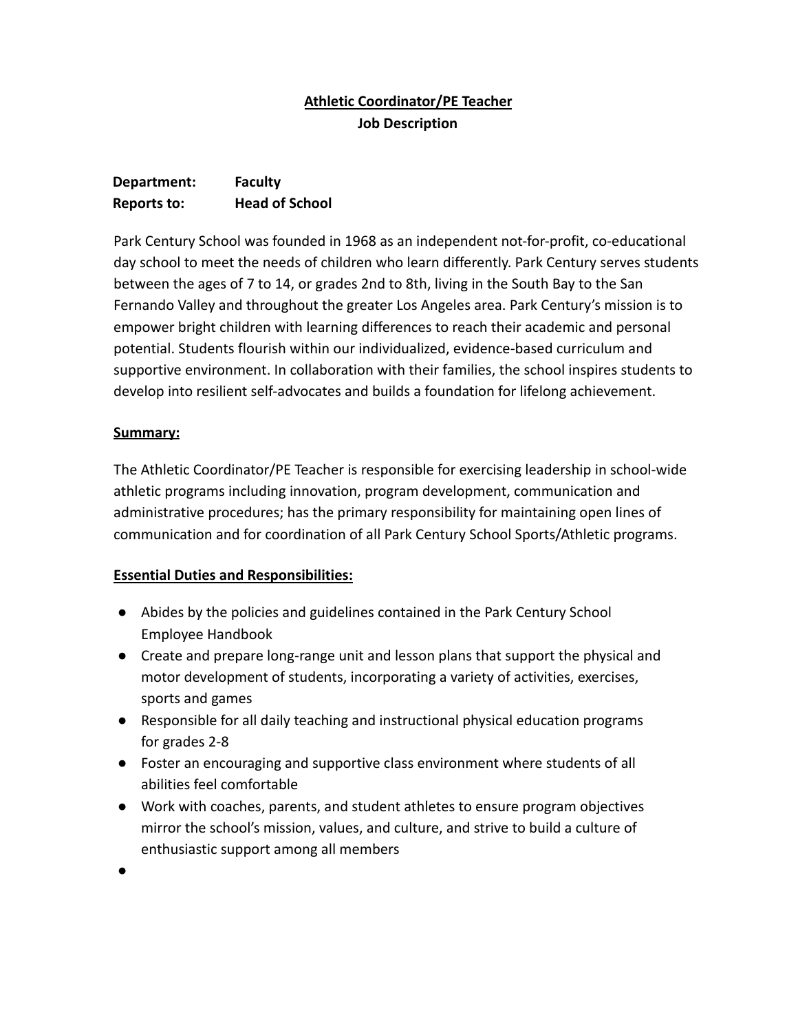# Athletic Coordinator/PE Teacher

## Job Description

**Department:** **Faculty**
**Reports to:** **Head of School**

Park Century School was founded in 1968 as an independent not-for-profit, co-educational day school to meet the needs of children who learn differently. Park Century serves students between the ages of 7 to 14, or grades 2nd to 8th, living in the South Bay to the San Fernando Valley and throughout the greater Los Angeles area. Park Century's mission is to empower bright children with learning differences to reach their academic and personal potential. Students flourish within our individualized, evidence-based curriculum and supportive environment. In collaboration with their families, the school inspires students to develop into resilient self-advocates and builds a foundation for lifelong achievement.

**Summary:**

The Athletic Coordinator/PE Teacher is responsible for exercising leadership in school-wide athletic programs including innovation, program development, communication and administrative procedures; has the primary responsibility for maintaining open lines of communication and for coordination of all Park Century School Sports/Athletic programs.

**Essential Duties and Responsibilities:**

- Abides by the policies and guidelines contained in the Park Century School Employee Handbook
- Create and prepare long-range unit and lesson plans that support the physical and motor development of students, incorporating a variety of activities, exercises, sports and games
- Responsible for all daily teaching and instructional physical education programs for grades 2-8
- Foster an encouraging and supportive class environment where students of all abilities feel comfortable
- Work with coaches, parents, and student athletes to ensure program objectives mirror the school's mission, values, and culture, and strive to build a culture of enthusiastic support among all members
-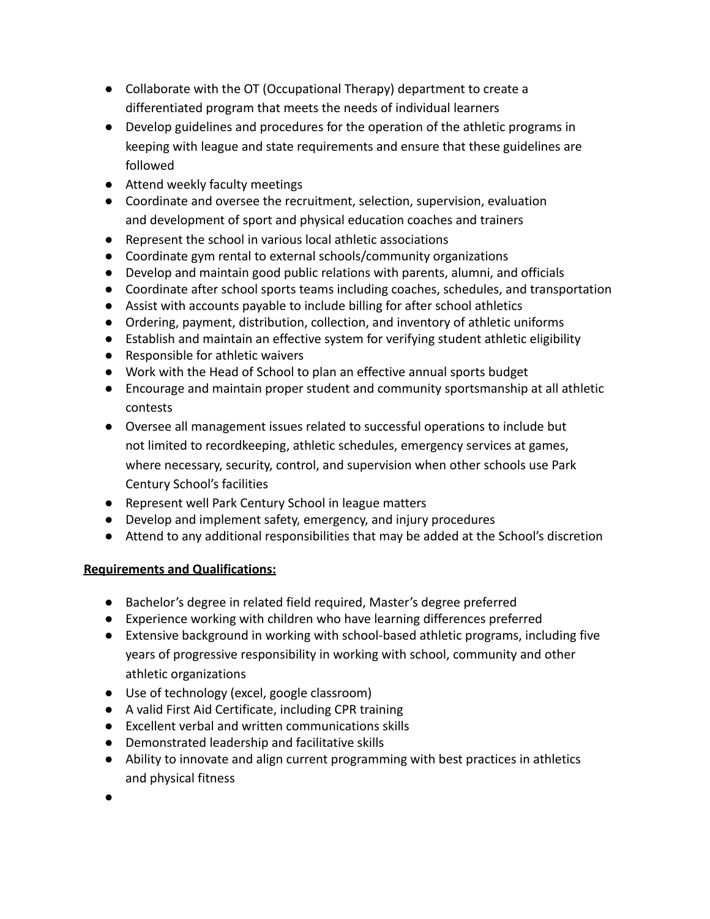- Collaborate with the OT (Occupational Therapy) department to create a differentiated program that meets the needs of individual learners
- Develop guidelines and procedures for the operation of the athletic programs in keeping with league and state requirements and ensure that these guidelines are followed
- Attend weekly faculty meetings
- Coordinate and oversee the recruitment, selection, supervision, evaluation and development of sport and physical education coaches and trainers
- Represent the school in various local athletic associations
- Coordinate gym rental to external schools/community organizations
- Develop and maintain good public relations with parents, alumni, and officials
- Coordinate after school sports teams including coaches, schedules, and transportation
- Assist with accounts payable to include billing for after school athletics
- Ordering, payment, distribution, collection, and inventory of athletic uniforms
- Establish and maintain an effective system for verifying student athletic eligibility
- Responsible for athletic waivers
- Work with the Head of School to plan an effective annual sports budget
- Encourage and maintain proper student and community sportsmanship at all athletic contests
- Oversee all management issues related to successful operations to include but not limited to recordkeeping, athletic schedules, emergency services at games, where necessary, security, control, and supervision when other schools use Park Century School's facilities
- Represent well Park Century School in league matters
- Develop and implement safety, emergency, and injury procedures
- Attend to any additional responsibilities that may be added at the School's discretion

**<u>Requirements and Qualifications:</u>**

- Bachelor's degree in related field required, Master's degree preferred
- Experience working with children who have learning differences preferred
- Extensive background in working with school-based athletic programs, including five years of progressive responsibility in working with school, community and other athletic organizations
- Use of technology (excel, google classroom)
- A valid First Aid Certificate, including CPR training
- Excellent verbal and written communications skills
- Demonstrated leadership and facilitative skills
- Ability to innovate and align current programming with best practices in athletics and physical fitness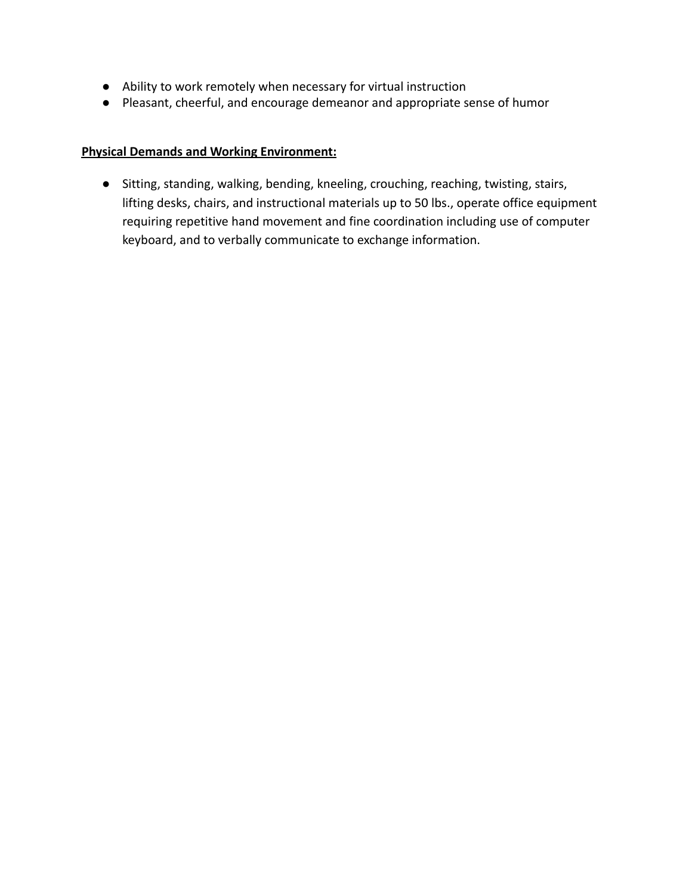- Ability to work remotely when necessary for virtual instruction
- Pleasant, cheerful, and encourage demeanor and appropriate sense of humor

**<u>Physical Demands and Working Environment:</u>**

- Sitting, standing, walking, bending, kneeling, crouching, reaching, twisting, stairs, lifting desks, chairs, and instructional materials up to 50 lbs., operate office equipment requiring repetitive hand movement and fine coordination including use of computer keyboard, and to verbally communicate to exchange information.